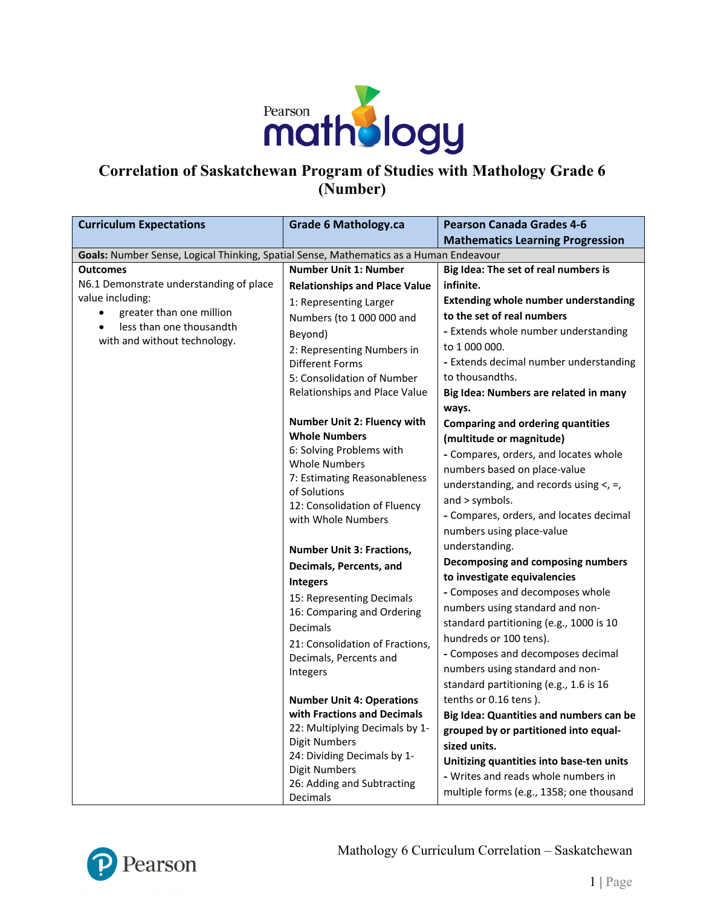# Correlation of Saskatchewan Program of Studies with Mathology Grade 6 (Number)

| Curriculum Expectations | Grade 6 Mathology.ca | Pearson Canada Grades 4-6 Mathematics Learning Progression |
|---|---|---|
| **Goals:** Number Sense, Logical Thinking, Spatial Sense, Mathematics as a Human Endeavour | | |
| **Outcomes**<br>N6.1 Demonstrate understanding of place value including:<br>• greater than one million<br>• less than one thousandth<br>with and without technology. | **Number Unit 1: Number Relationships and Place Value**<br>1: Representing Larger Numbers (to 1 000 000 and Beyond)<br>2: Representing Numbers in Different Forms<br>5: Consolidation of Number Relationships and Place Value<br><br>**Number Unit 2: Fluency with Whole Numbers**<br>6: Solving Problems with Whole Numbers<br>7: Estimating Reasonableness of Solutions<br>12: Consolidation of Fluency with Whole Numbers<br><br>**Number Unit 3: Fractions, Decimals, Percents, and Integers**<br>15: Representing Decimals<br>16: Comparing and Ordering Decimals<br>21: Consolidation of Fractions, Decimals, Percents and Integers<br><br>**Number Unit 4: Operations with Fractions and Decimals**<br>22: Multiplying Decimals by 1-Digit Numbers<br>24: Dividing Decimals by 1-Digit Numbers<br>26: Adding and Subtracting Decimals | **Big Idea: The set of real numbers is infinite.**<br>**Extending whole number understanding to the set of real numbers**<br>- Extends whole number understanding to 1 000 000.<br>- Extends decimal number understanding to thousandths.<br>**Big Idea: Numbers are related in many ways.**<br>**Comparing and ordering quantities (multitude or magnitude)**<br>- Compares, orders, and locates whole numbers based on place-value understanding, and records using <, =, and > symbols.<br>- Compares, orders, and locates decimal numbers using place-value understanding.<br>**Decomposing and composing numbers to investigate equivalencies**<br>- Composes and decomposes whole numbers using standard and non-standard partitioning (e.g., 1000 is 10 hundreds or 100 tens).<br>- Composes and decomposes decimal numbers using standard and non-standard partitioning (e.g., 1.6 is 16 tenths or 0.16 tens ).<br>**Big Idea: Quantities and numbers can be grouped by or partitioned into equal-sized units.**<br>**Unitizing quantities into base-ten units**<br>- Writes and reads whole numbers in multiple forms (e.g., 1358; one thousand |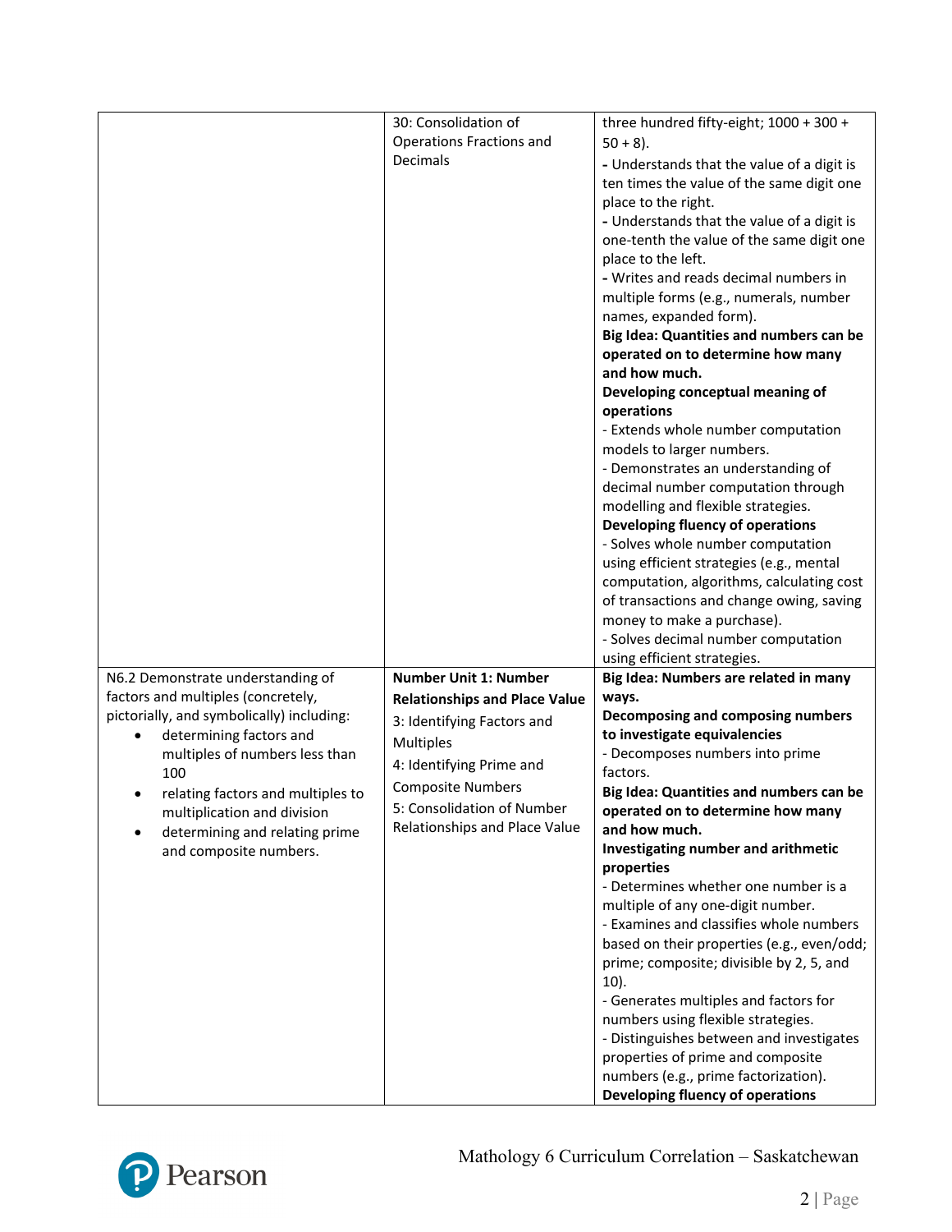| | | |
|---|---|---|
| | 30: Consolidation of Operations Fractions and Decimals | three hundred fifty-eight; 1000 + 300 + 50 + 8).<br>**-** Understands that the value of a digit is ten times the value of the same digit one place to the right.<br>**-** Understands that the value of a digit is one-tenth the value of the same digit one place to the left.<br>**-** Writes and reads decimal numbers in multiple forms (e.g., numerals, number names, expanded form).<br>**Big Idea: Quantities and numbers can be operated on to determine how many and how much.**<br>**Developing conceptual meaning of operations**<br>- Extends whole number computation models to larger numbers.<br>- Demonstrates an understanding of decimal number computation through modelling and flexible strategies.<br>**Developing fluency of operations**<br>- Solves whole number computation using efficient strategies (e.g., mental computation, algorithms, calculating cost of transactions and change owing, saving money to make a purchase).<br>- Solves decimal number computation using efficient strategies. |
| N6.2 Demonstrate understanding of factors and multiples (concretely, pictorially, and symbolically) including:<br>• determining factors and multiples of numbers less than 100<br>• relating factors and multiples to multiplication and division<br>• determining and relating prime and composite numbers. | **Number Unit 1: Number Relationships and Place Value**<br>3: Identifying Factors and Multiples<br>4: Identifying Prime and Composite Numbers<br>5: Consolidation of Number Relationships and Place Value | **Big Idea: Numbers are related in many ways.**<br>**Decomposing and composing numbers to investigate equivalencies**<br>- Decomposes numbers into prime factors.<br>**Big Idea: Quantities and numbers can be operated on to determine how many and how much.**<br>**Investigating number and arithmetic properties**<br>- Determines whether one number is a multiple of any one-digit number.<br>- Examines and classifies whole numbers based on their properties (e.g., even/odd; prime; composite; divisible by 2, 5, and 10).<br>- Generates multiples and factors for numbers using flexible strategies.<br>- Distinguishes between and investigates properties of prime and composite numbers (e.g., prime factorization).<br>**Developing fluency of operations** |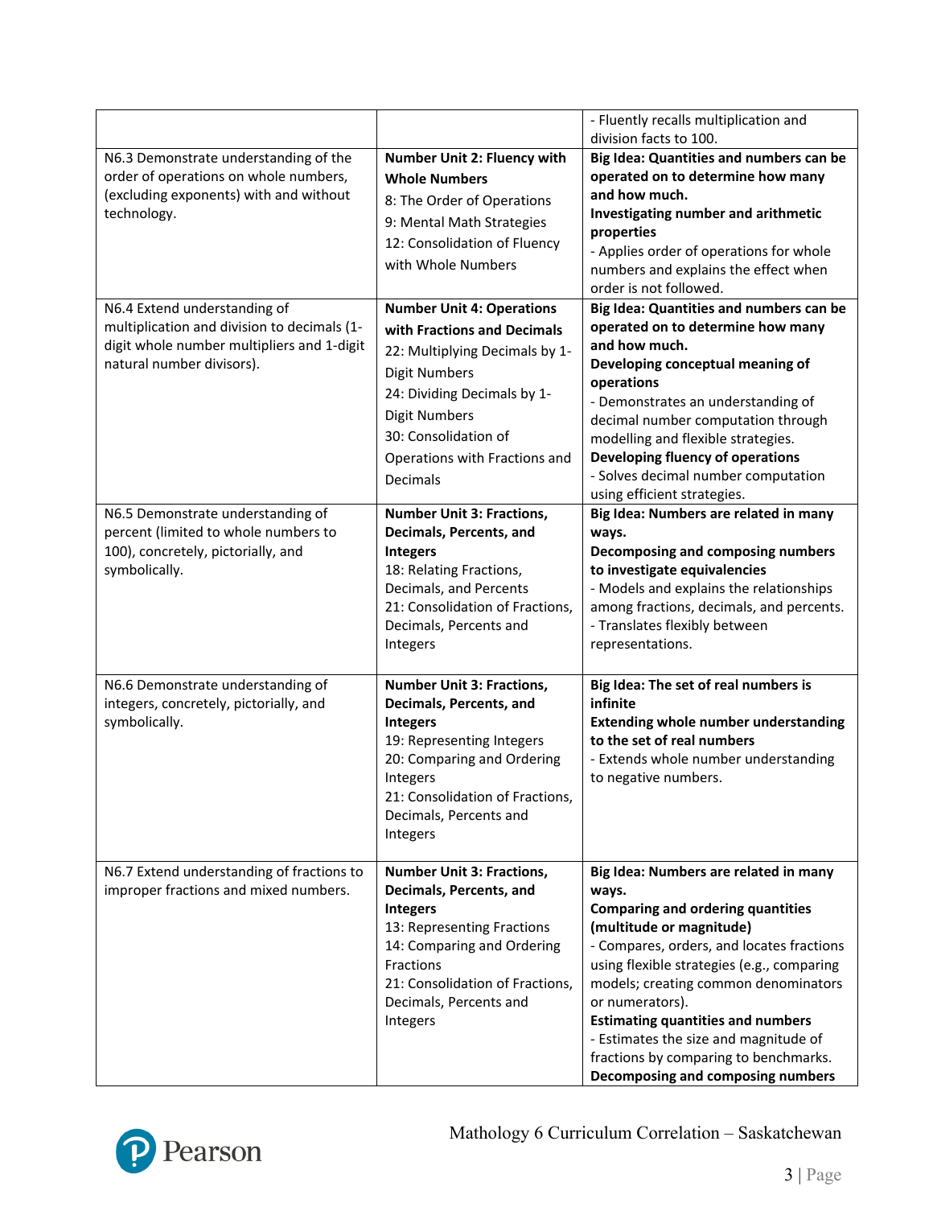| | | |
|---|---|---|
| | | - Fluently recalls multiplication and division facts to 100. |
| N6.3 Demonstrate understanding of the order of operations on whole numbers, (excluding exponents) with and without technology. | **Number Unit 2: Fluency with Whole Numbers**<br>8: The Order of Operations<br>9: Mental Math Strategies<br>12: Consolidation of Fluency with Whole Numbers | **Big Idea: Quantities and numbers can be operated on to determine how many and how much.**<br>**Investigating number and arithmetic properties**<br>- Applies order of operations for whole numbers and explains the effect when order is not followed. |
| N6.4 Extend understanding of multiplication and division to decimals (1-digit whole number multipliers and 1-digit natural number divisors). | **Number Unit 4: Operations with Fractions and Decimals**<br>22: Multiplying Decimals by 1-Digit Numbers<br>24: Dividing Decimals by 1-Digit Numbers<br>30: Consolidation of Operations with Fractions and Decimals | **Big Idea: Quantities and numbers can be operated on to determine how many and how much.**<br>**Developing conceptual meaning of operations**<br>- Demonstrates an understanding of decimal number computation through modelling and flexible strategies.<br>**Developing fluency of operations**<br>- Solves decimal number computation using efficient strategies. |
| N6.5 Demonstrate understanding of percent (limited to whole numbers to 100), concretely, pictorially, and symbolically. | **Number Unit 3: Fractions, Decimals, Percents, and Integers**<br>18: Relating Fractions, Decimals, and Percents<br>21: Consolidation of Fractions, Decimals, Percents and Integers | **Big Idea: Numbers are related in many ways.**<br>**Decomposing and composing numbers to investigate equivalencies**<br>- Models and explains the relationships among fractions, decimals, and percents.<br>- Translates flexibly between representations. |
| N6.6 Demonstrate understanding of integers, concretely, pictorially, and symbolically. | **Number Unit 3: Fractions, Decimals, Percents, and Integers**<br>19: Representing Integers<br>20: Comparing and Ordering Integers<br>21: Consolidation of Fractions, Decimals, Percents and Integers | **Big Idea: The set of real numbers is infinite**<br>**Extending whole number understanding to the set of real numbers**<br>- Extends whole number understanding to negative numbers. |
| N6.7 Extend understanding of fractions to improper fractions and mixed numbers. | **Number Unit 3: Fractions, Decimals, Percents, and Integers**<br>13: Representing Fractions<br>14: Comparing and Ordering Fractions<br>21: Consolidation of Fractions, Decimals, Percents and Integers | **Big Idea: Numbers are related in many ways.**<br>**Comparing and ordering quantities (multitude or magnitude)**<br>- Compares, orders, and locates fractions using flexible strategies (e.g., comparing models; creating common denominators or numerators).<br>**Estimating quantities and numbers**<br>- Estimates the size and magnitude of fractions by comparing to benchmarks.<br>**Decomposing and composing numbers** |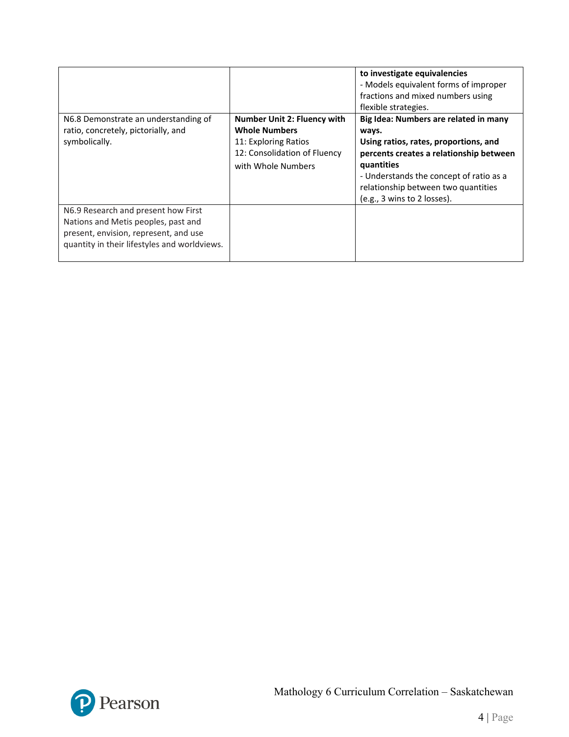| | | |
|---|---|---|
| | | **to investigate equivalencies**<br>- Models equivalent forms of improper fractions and mixed numbers using flexible strategies. |
| N6.8 Demonstrate an understanding of ratio, concretely, pictorially, and symbolically. | **Number Unit 2: Fluency with Whole Numbers**<br>11: Exploring Ratios<br>12: Consolidation of Fluency with Whole Numbers | **Big Idea: Numbers are related in many ways.**<br>**Using ratios, rates, proportions, and percents creates a relationship between quantities**<br>- Understands the concept of ratio as a relationship between two quantities (e.g., 3 wins to 2 losses). |
| N6.9 Research and present how First Nations and Metis peoples, past and present, envision, represent, and use quantity in their lifestyles and worldviews. | | |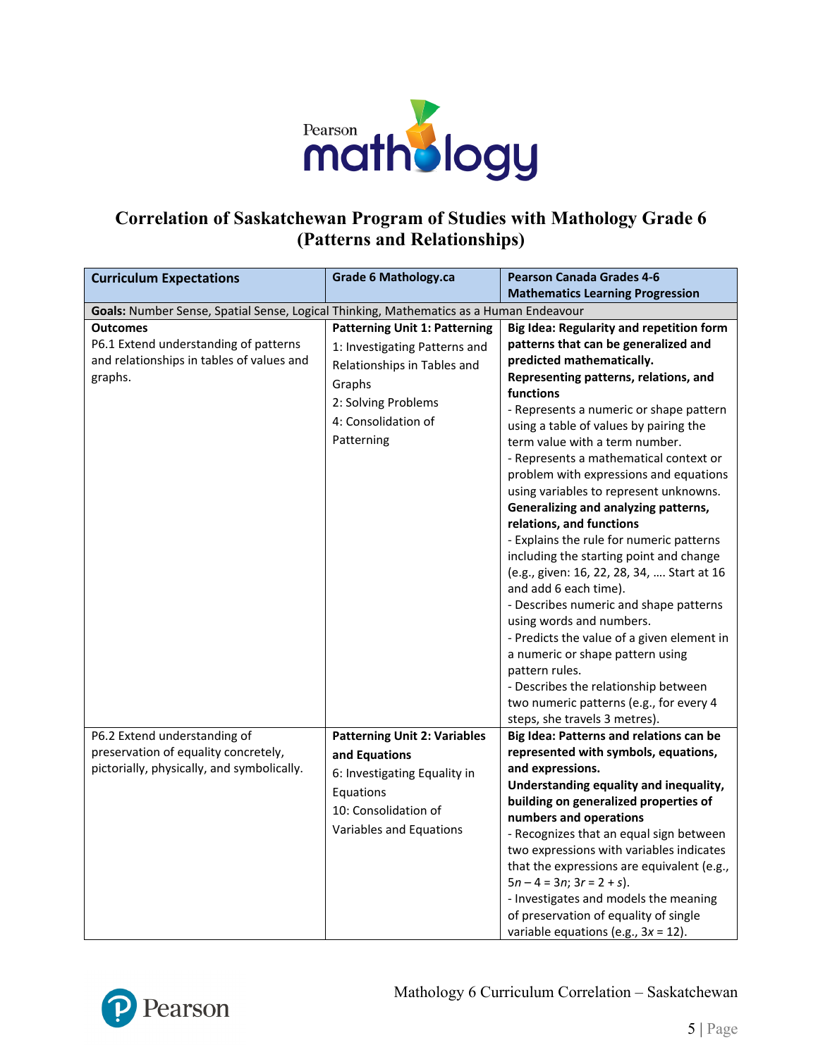# Correlation of Saskatchewan Program of Studies with Mathology Grade 6 (Patterns and Relationships)

| Curriculum Expectations | Grade 6 Mathology.ca | Pearson Canada Grades 4-6 Mathematics Learning Progression |
|---|---|---|
| **Goals:** Number Sense, Spatial Sense, Logical Thinking, Mathematics as a Human Endeavour | | |
| **Outcomes**<br>P6.1 Extend understanding of patterns and relationships in tables of values and graphs. | **Patterning Unit 1: Patterning**<br>1: Investigating Patterns and Relationships in Tables and Graphs<br>2: Solving Problems<br>4: Consolidation of Patterning | **Big Idea: Regularity and repetition form patterns that can be generalized and predicted mathematically.**<br>**Representing patterns, relations, and functions**<br>- Represents a numeric or shape pattern using a table of values by pairing the term value with a term number.<br>- Represents a mathematical context or problem with expressions and equations using variables to represent unknowns.<br>**Generalizing and analyzing patterns, relations, and functions**<br>- Explains the rule for numeric patterns including the starting point and change (e.g., given: 16, 22, 28, 34, …. Start at 16 and add 6 each time).<br>- Describes numeric and shape patterns using words and numbers.<br>- Predicts the value of a given element in a numeric or shape pattern using pattern rules.<br>- Describes the relationship between two numeric patterns (e.g., for every 4 steps, she travels 3 metres). |
| P6.2 Extend understanding of preservation of equality concretely, pictorially, physically, and symbolically. | **Patterning Unit 2: Variables and Equations**<br>6: Investigating Equality in Equations<br>10: Consolidation of Variables and Equations | **Big Idea: Patterns and relations can be represented with symbols, equations, and expressions.**<br>**Understanding equality and inequality, building on generalized properties of numbers and operations**<br>- Recognizes that an equal sign between two expressions with variables indicates that the expressions are equivalent (e.g., $5n - 4 = 3n$; $3r = 2 + s$).<br>- Investigates and models the meaning of preservation of equality of single variable equations (e.g., $3x = 12$). |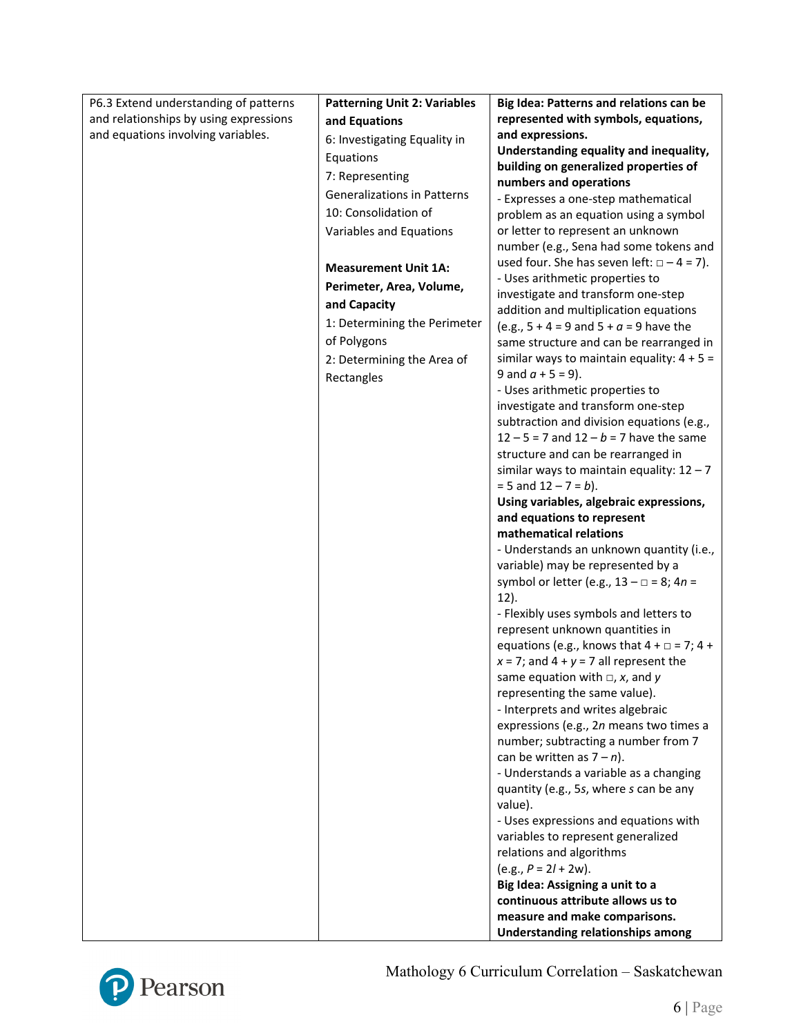| | | |
|---|---|---|
| P6.3 Extend understanding of patterns and relationships by using expressions and equations involving variables. | **Patterning Unit 2: Variables and Equations**<br>6: Investigating Equality in Equations<br>7: Representing Generalizations in Patterns<br>10: Consolidation of Variables and Equations<br><br>**Measurement Unit 1A: Perimeter, Area, Volume, and Capacity**<br>1: Determining the Perimeter of Polygons<br>2: Determining the Area of Rectangles | **Big Idea: Patterns and relations can be represented with symbols, equations, and expressions.**<br>**Understanding equality and inequality, building on generalized properties of numbers and operations**<br>- Expresses a one-step mathematical problem as an equation using a symbol or letter to represent an unknown number (e.g., Sena had some tokens and used four. She has seven left: $\square - 4 = 7$).<br>- Uses arithmetic properties to investigate and transform one-step addition and multiplication equations (e.g., $5 + 4 = 9$ and $5 + a = 9$ have the same structure and can be rearranged in similar ways to maintain equality: $4 + 5 = 9$ and $a + 5 = 9$).<br>- Uses arithmetic properties to investigate and transform one-step subtraction and division equations (e.g., $12 - 5 = 7$ and $12 - b = 7$ have the same structure and can be rearranged in similar ways to maintain equality: $12 - 7 = 5$ and $12 - 7 = b$).<br>**Using variables, algebraic expressions, and equations to represent mathematical relations**<br>- Understands an unknown quantity (i.e., variable) may be represented by a symbol or letter (e.g., $13 - \square = 8$; $4n = 12$).<br>- Flexibly uses symbols and letters to represent unknown quantities in equations (e.g., knows that $4 + \square = 7$; $4 + x = 7$; and $4 + y = 7$ all represent the same equation with $\square$, $x$, and $y$ representing the same value).<br>- Interprets and writes algebraic expressions (e.g., $2n$ means two times a number; subtracting a number from 7 can be written as $7 - n$).<br>- Understands a variable as a changing quantity (e.g., $5s$, where $s$ can be any value).<br>- Uses expressions and equations with variables to represent generalized relations and algorithms (e.g., $P = 2l + 2w$).<br>**Big Idea: Assigning a unit to a continuous attribute allows us to measure and make comparisons.**<br>**Understanding relationships among** |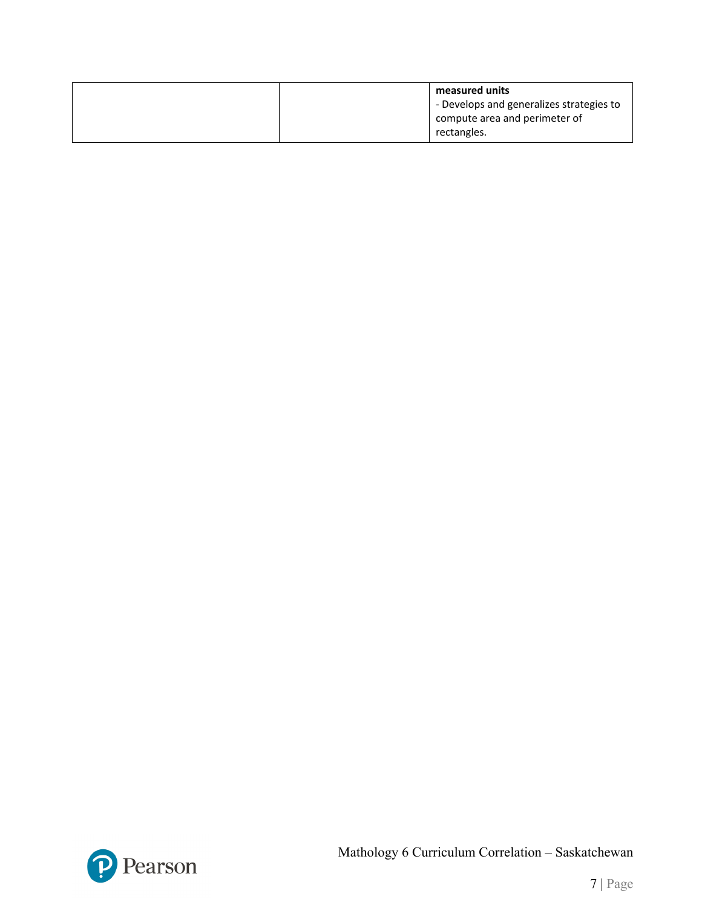|  |  | **measured units**<br>- Develops and generalizes strategies to compute area and perimeter of rectangles. |
|---|---|---|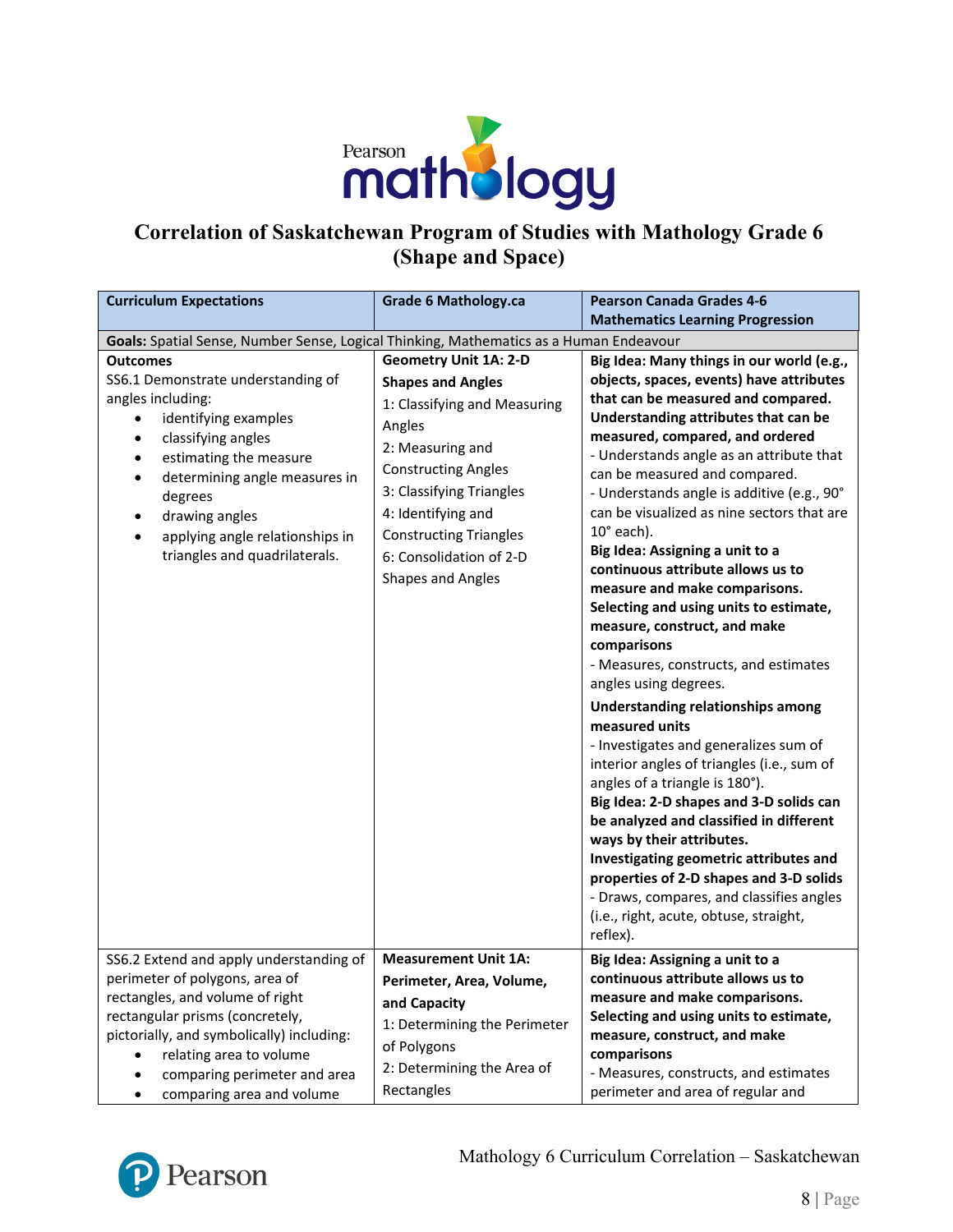# Correlation of Saskatchewan Program of Studies with Mathology Grade 6 (Shape and Space)

| Curriculum Expectations | Grade 6 Mathology.ca | Pearson Canada Grades 4-6 Mathematics Learning Progression |
|---|---|---|
| **Goals:** Spatial Sense, Number Sense, Logical Thinking, Mathematics as a Human Endeavour | | |
| **Outcomes**<br>SS6.1 Demonstrate understanding of angles including:<br>• identifying examples<br>• classifying angles<br>• estimating the measure<br>• determining angle measures in degrees<br>• drawing angles<br>• applying angle relationships in triangles and quadrilaterals. | **Geometry Unit 1A: 2-D Shapes and Angles**<br>1: Classifying and Measuring Angles<br>2: Measuring and Constructing Angles<br>3: Classifying Triangles<br>4: Identifying and Constructing Triangles<br>6: Consolidation of 2-D Shapes and Angles | **Big Idea: Many things in our world (e.g., objects, spaces, events) have attributes that can be measured and compared.**<br>**Understanding attributes that can be measured, compared, and ordered**<br>- Understands angle as an attribute that can be measured and compared.<br>- Understands angle is additive (e.g., 90° can be visualized as nine sectors that are 10° each).<br>**Big Idea: Assigning a unit to a continuous attribute allows us to measure and make comparisons.**<br>**Selecting and using units to estimate, measure, construct, and make comparisons**<br>- Measures, constructs, and estimates angles using degrees.<br>**Understanding relationships among measured units**<br>- Investigates and generalizes sum of interior angles of triangles (i.e., sum of angles of a triangle is 180°).<br>**Big Idea: 2-D shapes and 3-D solids can be analyzed and classified in different ways by their attributes.**<br>**Investigating geometric attributes and properties of 2-D shapes and 3-D solids**<br>- Draws, compares, and classifies angles (i.e., right, acute, obtuse, straight, reflex). |
| SS6.2 Extend and apply understanding of perimeter of polygons, area of rectangles, and volume of right rectangular prisms (concretely, pictorially, and symbolically) including:<br>• relating area to volume<br>• comparing perimeter and area<br>• comparing area and volume | **Measurement Unit 1A: Perimeter, Area, Volume, and Capacity**<br>1: Determining the Perimeter of Polygons<br>2: Determining the Area of Rectangles | **Big Idea: Assigning a unit to a continuous attribute allows us to measure and make comparisons.**<br>**Selecting and using units to estimate, measure, construct, and make comparisons**<br>- Measures, constructs, and estimates perimeter and area of regular and |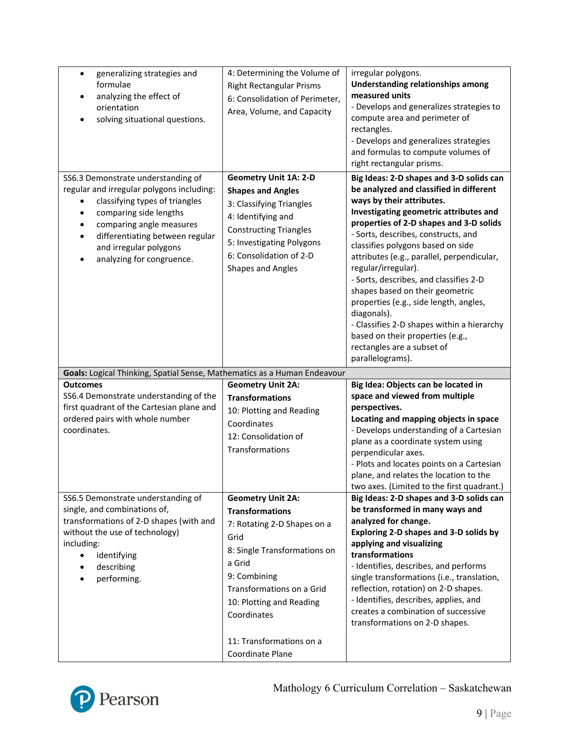| | | |
|---|---|---|
| • generalizing strategies and formulae<br>• analyzing the effect of orientation<br>• solving situational questions. | 4: Determining the Volume of Right Rectangular Prisms<br>6: Consolidation of Perimeter, Area, Volume, and Capacity | irregular polygons.<br>**Understanding relationships among measured units**<br>- Develops and generalizes strategies to compute area and perimeter of rectangles.<br>- Develops and generalizes strategies and formulas to compute volumes of right rectangular prisms. |
| SS6.3 Demonstrate understanding of regular and irregular polygons including:<br>• classifying types of triangles<br>• comparing side lengths<br>• comparing angle measures<br>• differentiating between regular and irregular polygons<br>• analyzing for congruence. | **Geometry Unit 1A: 2-D Shapes and Angles**<br>3: Classifying Triangles<br>4: Identifying and Constructing Triangles<br>5: Investigating Polygons<br>6: Consolidation of 2-D Shapes and Angles | **Big Ideas: 2-D shapes and 3-D solids can be analyzed and classified in different ways by their attributes.**<br>**Investigating geometric attributes and properties of 2-D shapes and 3-D solids**<br>- Sorts, describes, constructs, and classifies polygons based on side attributes (e.g., parallel, perpendicular, regular/irregular).<br>- Sorts, describes, and classifies 2-D shapes based on their geometric properties (e.g., side length, angles, diagonals).<br>- Classifies 2-D shapes within a hierarchy based on their properties (e.g., rectangles are a subset of parallelograms). |
| **Goals:** Logical Thinking, Spatial Sense, Mathematics as a Human Endeavour | | |
| **Outcomes**<br>SS6.4 Demonstrate understanding of the first quadrant of the Cartesian plane and ordered pairs with whole number coordinates. | **Geometry Unit 2A: Transformations**<br>10: Plotting and Reading Coordinates<br>12: Consolidation of Transformations | **Big Idea: Objects can be located in space and viewed from multiple perspectives.**<br>**Locating and mapping objects in space**<br>- Develops understanding of a Cartesian plane as a coordinate system using perpendicular axes.<br>- Plots and locates points on a Cartesian plane, and relates the location to the two axes. (Limited to the first quadrant.) |
| SS6.5 Demonstrate understanding of single, and combinations of, transformations of 2-D shapes (with and without the use of technology) including:<br>• identifying<br>• describing<br>• performing. | **Geometry Unit 2A: Transformations**<br>7: Rotating 2-D Shapes on a Grid<br>8: Single Transformations on a Grid<br>9: Combining Transformations on a Grid<br>10: Plotting and Reading Coordinates<br><br>11: Transformations on a Coordinate Plane | **Big Ideas: 2-D shapes and 3-D solids can be transformed in many ways and analyzed for change.**<br>**Exploring 2-D shapes and 3-D solids by applying and visualizing transformations**<br>- Identifies, describes, and performs single transformations (i.e., translation, reflection, rotation) on 2-D shapes.<br>- Identifies, describes, applies, and creates a combination of successive transformations on 2-D shapes. |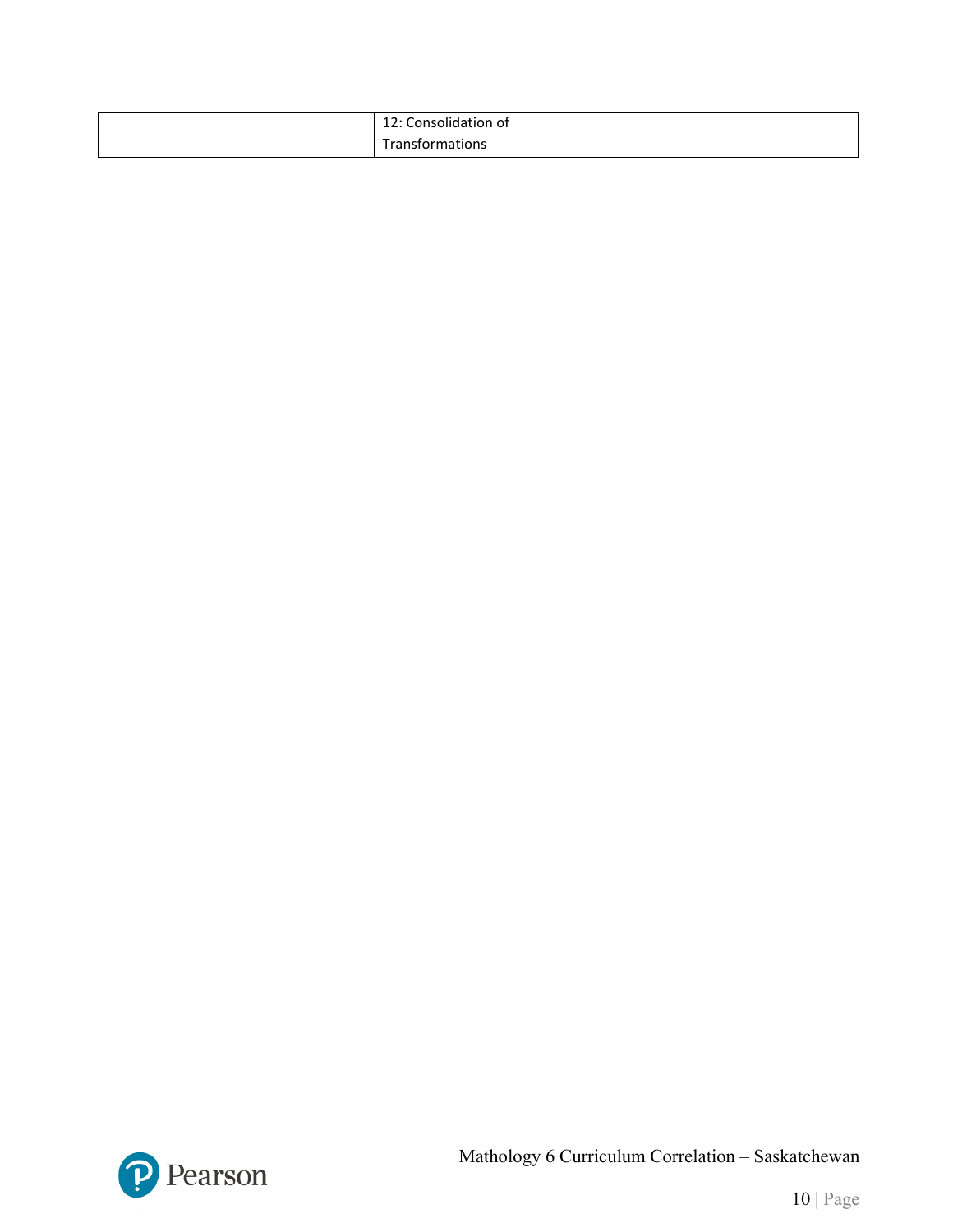| | | |
|---|---|---|
| | 12: Consolidation of Transformations | |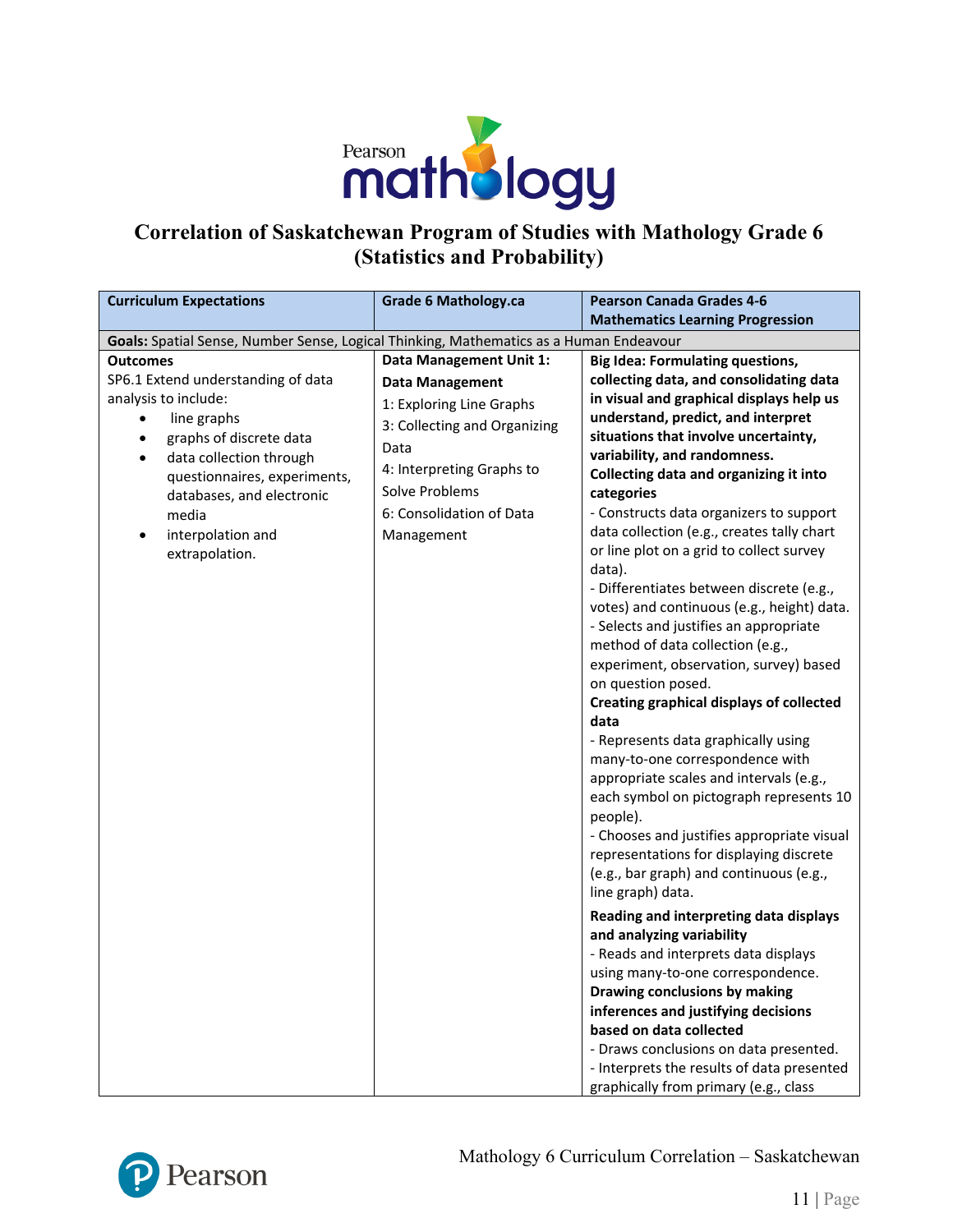# Correlation of Saskatchewan Program of Studies with Mathology Grade 6 (Statistics and Probability)

| Curriculum Expectations | Grade 6 Mathology.ca | Pearson Canada Grades 4-6 Mathematics Learning Progression |
|---|---|---|
| **Goals:** Spatial Sense, Number Sense, Logical Thinking, Mathematics as a Human Endeavour | | |
| **Outcomes**<br>SP6.1 Extend understanding of data analysis to include:<br>• line graphs<br>• graphs of discrete data<br>• data collection through questionnaires, experiments, databases, and electronic media<br>• interpolation and extrapolation. | **Data Management Unit 1: Data Management**<br>1: Exploring Line Graphs<br>3: Collecting and Organizing Data<br>4: Interpreting Graphs to Solve Problems<br>6: Consolidation of Data Management | **Big Idea: Formulating questions, collecting data, and consolidating data in visual and graphical displays help us understand, predict, and interpret situations that involve uncertainty, variability, and randomness.**<br>**Collecting data and organizing it into categories**<br>- Constructs data organizers to support data collection (e.g., creates tally chart or line plot on a grid to collect survey data).<br>- Differentiates between discrete (e.g., votes) and continuous (e.g., height) data.<br>- Selects and justifies an appropriate method of data collection (e.g., experiment, observation, survey) based on question posed.<br>**Creating graphical displays of collected data**<br>- Represents data graphically using many-to-one correspondence with appropriate scales and intervals (e.g., each symbol on pictograph represents 10 people).<br>- Chooses and justifies appropriate visual representations for displaying discrete (e.g., bar graph) and continuous (e.g., line graph) data.<br>**Reading and interpreting data displays and analyzing variability**<br>- Reads and interprets data displays using many-to-one correspondence.<br>**Drawing conclusions by making inferences and justifying decisions based on data collected**<br>- Draws conclusions on data presented.<br>- Interprets the results of data presented graphically from primary (e.g., class |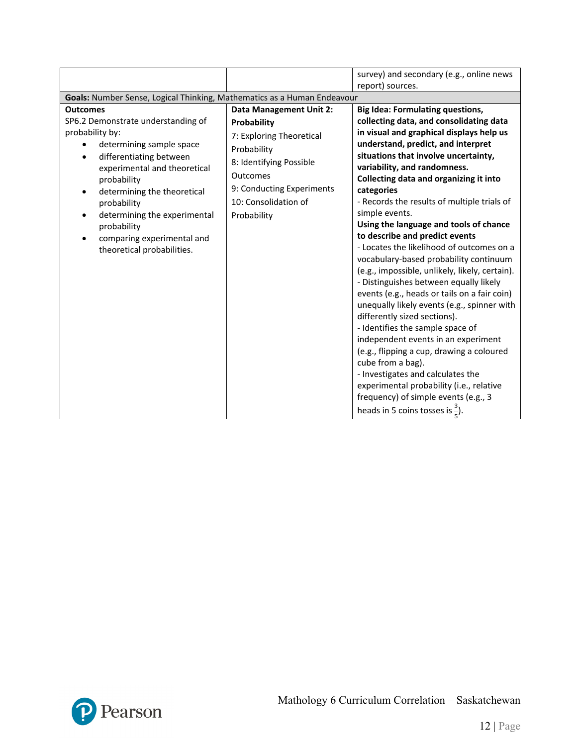| | | |
|---|---|---|
| | | survey) and secondary (e.g., online news report) sources. |
| **Goals:** Number Sense, Logical Thinking, Mathematics as a Human Endeavour | | |
| **Outcomes**<br>SP6.2 Demonstrate understanding of probability by:<br>• determining sample space<br>• differentiating between experimental and theoretical probability<br>• determining the theoretical probability<br>• determining the experimental probability<br>• comparing experimental and theoretical probabilities. | **Data Management Unit 2: Probability**<br>7: Exploring Theoretical Probability<br>8: Identifying Possible Outcomes<br>9: Conducting Experiments<br>10: Consolidation of Probability | **Big Idea: Formulating questions, collecting data, and consolidating data in visual and graphical displays help us understand, predict, and interpret situations that involve uncertainty, variability, and randomness.**<br>**Collecting data and organizing it into categories**<br>- Records the results of multiple trials of simple events.<br>**Using the language and tools of chance to describe and predict events**<br>- Locates the likelihood of outcomes on a vocabulary-based probability continuum (e.g., impossible, unlikely, likely, certain).<br>- Distinguishes between equally likely events (e.g., heads or tails on a fair coin) unequally likely events (e.g., spinner with differently sized sections).<br>- Identifies the sample space of independent events in an experiment (e.g., flipping a cup, drawing a coloured cube from a bag).<br>- Investigates and calculates the experimental probability (i.e., relative frequency) of simple events (e.g., 3 heads in 5 coins tosses is $\frac{3}{5}$). |

Mathology 6 Curriculum Correlation – Saskatchewan